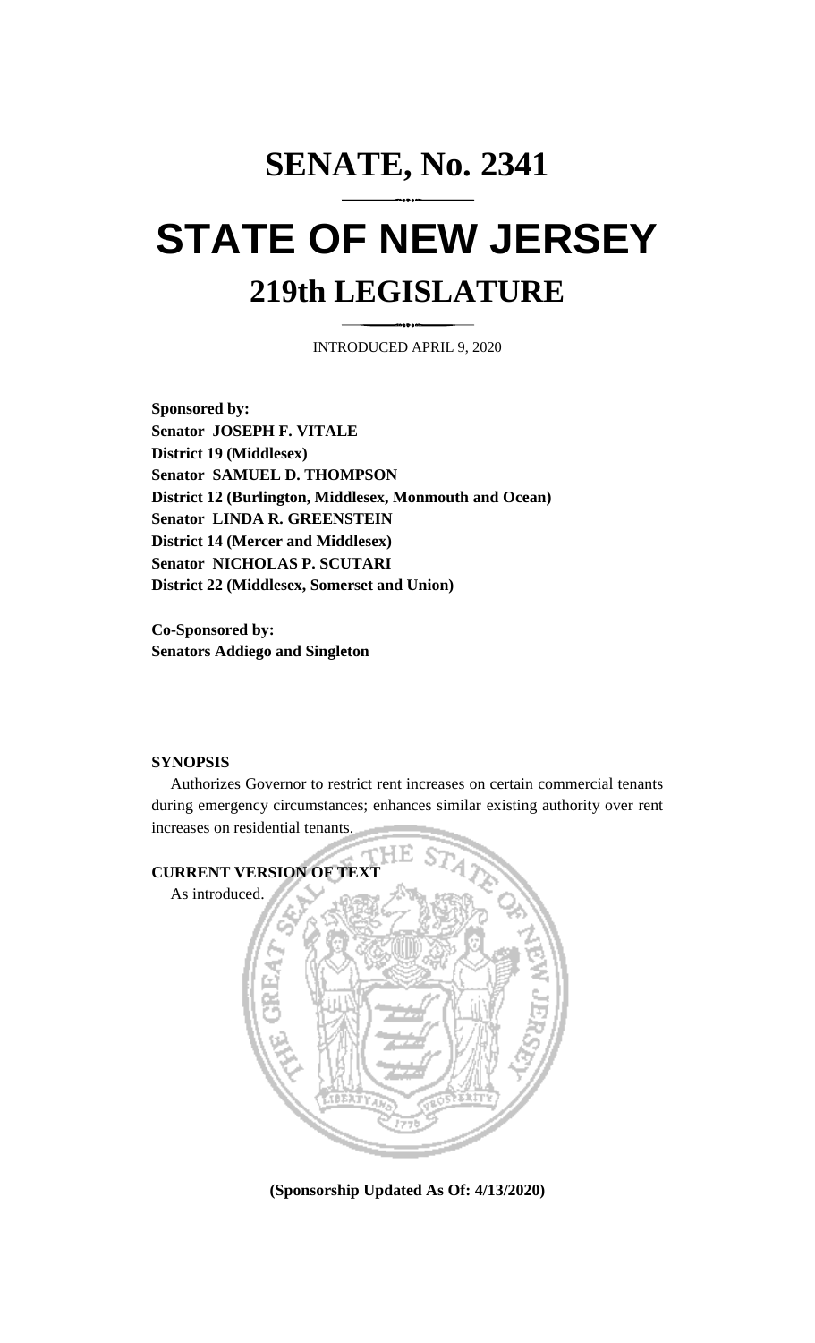# SENATE, No. 2341

# STATE OF NEW JERSEY

## 219th LEGISLATURE

INTRODUCED APRIL 9, 2020

**Sponsored by:**
**Senator JOSEPH F. VITALE**
**District 19 (Middlesex)**
**Senator SAMUEL D. THOMPSON**
**District 12 (Burlington, Middlesex, Monmouth and Ocean)**
**Senator LINDA R. GREENSTEIN**
**District 14 (Mercer and Middlesex)**
**Senator NICHOLAS P. SCUTARI**
**District 22 (Middlesex, Somerset and Union)**

**Co-Sponsored by:**
**Senators Addiego and Singleton**

**SYNOPSIS**

Authorizes Governor to restrict rent increases on certain commercial tenants during emergency circumstances; enhances similar existing authority over rent increases on residential tenants.

**CURRENT VERSION OF TEXT**

As introduced.

**(Sponsorship Updated As Of: 4/13/2020)**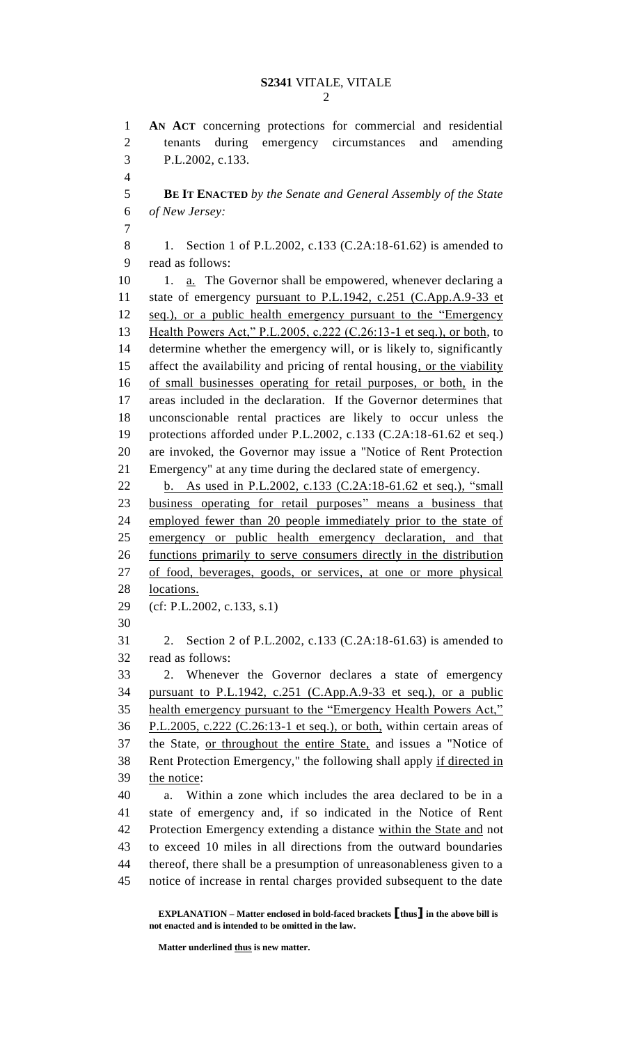**AN ACT** concerning protections for commercial and residential tenants during emergency circumstances and amending P.L.2002, c.133.

**BE IT ENACTED** *by the Senate and General Assembly of the State of New Jersey:*

1. Section 1 of P.L.2002, c.133 (C.2A:18-61.62) is amended to read as follows:

1. a. The Governor shall be empowered, whenever declaring a state of emergency pursuant to P.L.1942, c.251 (C.App.A.9-33 et seq.), or a public health emergency pursuant to the "Emergency Health Powers Act," P.L.2005, c.222 (C.26:13-1 et seq.), or both, to determine whether the emergency will, or is likely to, significantly affect the availability and pricing of rental housing, or the viability of small businesses operating for retail purposes, or both, in the areas included in the declaration. If the Governor determines that unconscionable rental practices are likely to occur unless the protections afforded under P.L.2002, c.133 (C.2A:18-61.62 et seq.) are invoked, the Governor may issue a "Notice of Rent Protection Emergency" at any time during the declared state of emergency.

b. As used in P.L.2002, c.133 (C.2A:18-61.62 et seq.), "small business operating for retail purposes" means a business that employed fewer than 20 people immediately prior to the state of emergency or public health emergency declaration, and that functions primarily to serve consumers directly in the distribution of food, beverages, goods, or services, at one or more physical locations.

(cf: P.L.2002, c.133, s.1)

2. Section 2 of P.L.2002, c.133 (C.2A:18-61.63) is amended to read as follows:

2. Whenever the Governor declares a state of emergency pursuant to P.L.1942, c.251 (C.App.A.9-33 et seq.), or a public health emergency pursuant to the "Emergency Health Powers Act," P.L.2005, c.222 (C.26:13-1 et seq.), or both, within certain areas of the State, or throughout the entire State, and issues a "Notice of Rent Protection Emergency," the following shall apply if directed in the notice:

a. Within a zone which includes the area declared to be in a state of emergency and, if so indicated in the Notice of Rent Protection Emergency extending a distance within the State and not to exceed 10 miles in all directions from the outward boundaries thereof, there shall be a presumption of unreasonableness given to a notice of increase in rental charges provided subsequent to the date

**EXPLANATION – Matter enclosed in bold-faced brackets [thus] in the above bill is not enacted and is intended to be omitted in the law.**

**Matter underlined thus is new matter.**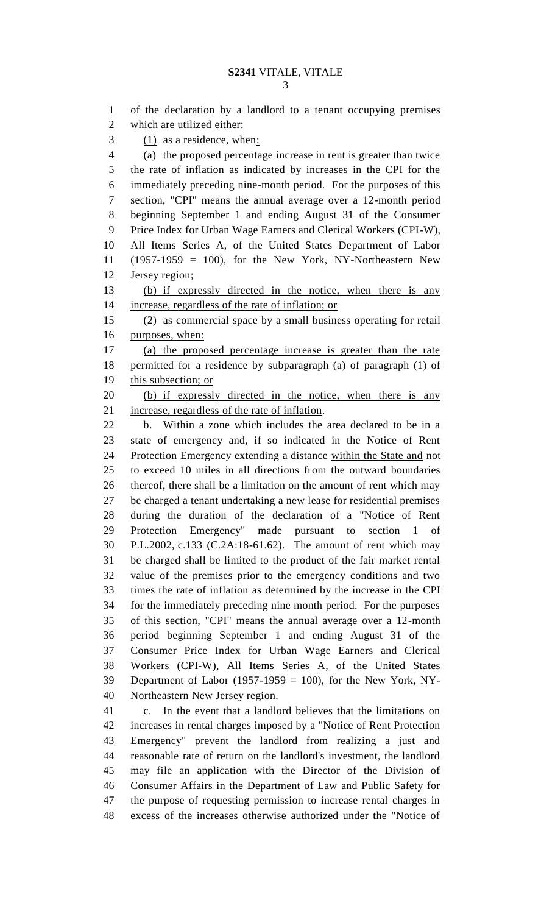of the declaration by a landlord to a tenant occupying premises which are utilized either:

(1) as a residence, when:

(a) the proposed percentage increase in rent is greater than twice the rate of inflation as indicated by increases in the CPI for the immediately preceding nine-month period. For the purposes of this section, "CPI" means the annual average over a 12-month period beginning September 1 and ending August 31 of the Consumer Price Index for Urban Wage Earners and Clerical Workers (CPI-W), All Items Series A, of the United States Department of Labor (1957-1959 = 100), for the New York, NY-Northeastern New Jersey region;

(b) if expressly directed in the notice, when there is any increase, regardless of the rate of inflation; or

(2) as commercial space by a small business operating for retail purposes, when:

(a) the proposed percentage increase is greater than the rate permitted for a residence by subparagraph (a) of paragraph (1) of this subsection; or

(b) if expressly directed in the notice, when there is any increase, regardless of the rate of inflation.

b. Within a zone which includes the area declared to be in a state of emergency and, if so indicated in the Notice of Rent Protection Emergency extending a distance within the State and not to exceed 10 miles in all directions from the outward boundaries thereof, there shall be a limitation on the amount of rent which may be charged a tenant undertaking a new lease for residential premises during the duration of the declaration of a "Notice of Rent Protection Emergency" made pursuant to section 1 of P.L.2002, c.133 (C.2A:18-61.62). The amount of rent which may be charged shall be limited to the product of the fair market rental value of the premises prior to the emergency conditions and two times the rate of inflation as determined by the increase in the CPI for the immediately preceding nine month period. For the purposes of this section, "CPI" means the annual average over a 12-month period beginning September 1 and ending August 31 of the Consumer Price Index for Urban Wage Earners and Clerical Workers (CPI-W), All Items Series A, of the United States Department of Labor (1957-1959 = 100), for the New York, NY-Northeastern New Jersey region.

c. In the event that a landlord believes that the limitations on increases in rental charges imposed by a "Notice of Rent Protection Emergency" prevent the landlord from realizing a just and reasonable rate of return on the landlord's investment, the landlord may file an application with the Director of the Division of Consumer Affairs in the Department of Law and Public Safety for the purpose of requesting permission to increase rental charges in excess of the increases otherwise authorized under the "Notice of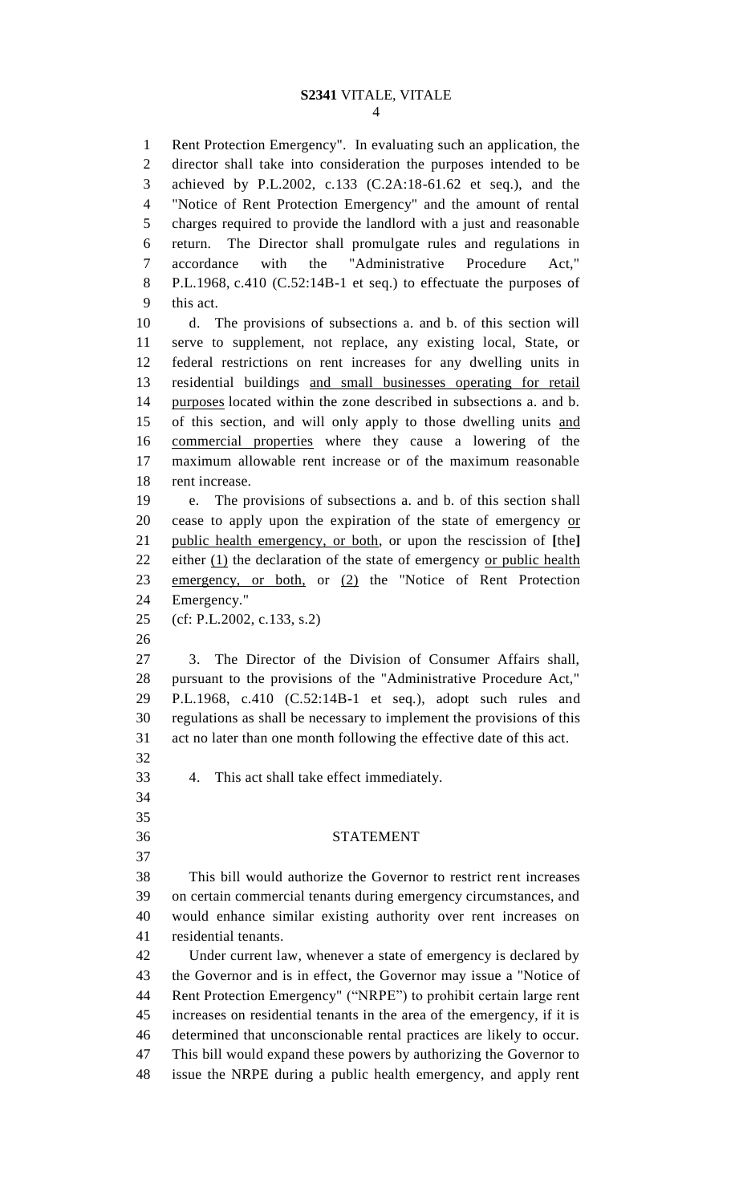Rent Protection Emergency". In evaluating such an application, the director shall take into consideration the purposes intended to be achieved by P.L.2002, c.133 (C.2A:18-61.62 et seq.), and the "Notice of Rent Protection Emergency" and the amount of rental charges required to provide the landlord with a just and reasonable return. The Director shall promulgate rules and regulations in accordance with the "Administrative Procedure Act," P.L.1968, c.410 (C.52:14B-1 et seq.) to effectuate the purposes of this act.

d. The provisions of subsections a. and b. of this section will serve to supplement, not replace, any existing local, State, or federal restrictions on rent increases for any dwelling units in residential buildings <u>and small businesses operating for retail purposes</u> located within the zone described in subsections a. and b. of this section, and will only apply to those dwelling units <u>and commercial properties</u> where they cause a lowering of the maximum allowable rent increase or of the maximum reasonable rent increase.

e. The provisions of subsections a. and b. of this section shall cease to apply upon the expiration of the state of emergency <u>or public health emergency, or both</u>, or upon the rescission of [the] either <u>(1)</u> the declaration of the state of emergency <u>or public health emergency, or both,</u> or <u>(2)</u> the "Notice of Rent Protection Emergency."

(cf: P.L.2002, c.133, s.2)

3. The Director of the Division of Consumer Affairs shall, pursuant to the provisions of the "Administrative Procedure Act," P.L.1968, c.410 (C.52:14B-1 et seq.), adopt such rules and regulations as shall be necessary to implement the provisions of this act no later than one month following the effective date of this act.

4. This act shall take effect immediately.

## STATEMENT

This bill would authorize the Governor to restrict rent increases on certain commercial tenants during emergency circumstances, and would enhance similar existing authority over rent increases on residential tenants.

Under current law, whenever a state of emergency is declared by the Governor and is in effect, the Governor may issue a "Notice of Rent Protection Emergency" ("NRPE") to prohibit certain large rent increases on residential tenants in the area of the emergency, if it is determined that unconscionable rental practices are likely to occur. This bill would expand these powers by authorizing the Governor to issue the NRPE during a public health emergency, and apply rent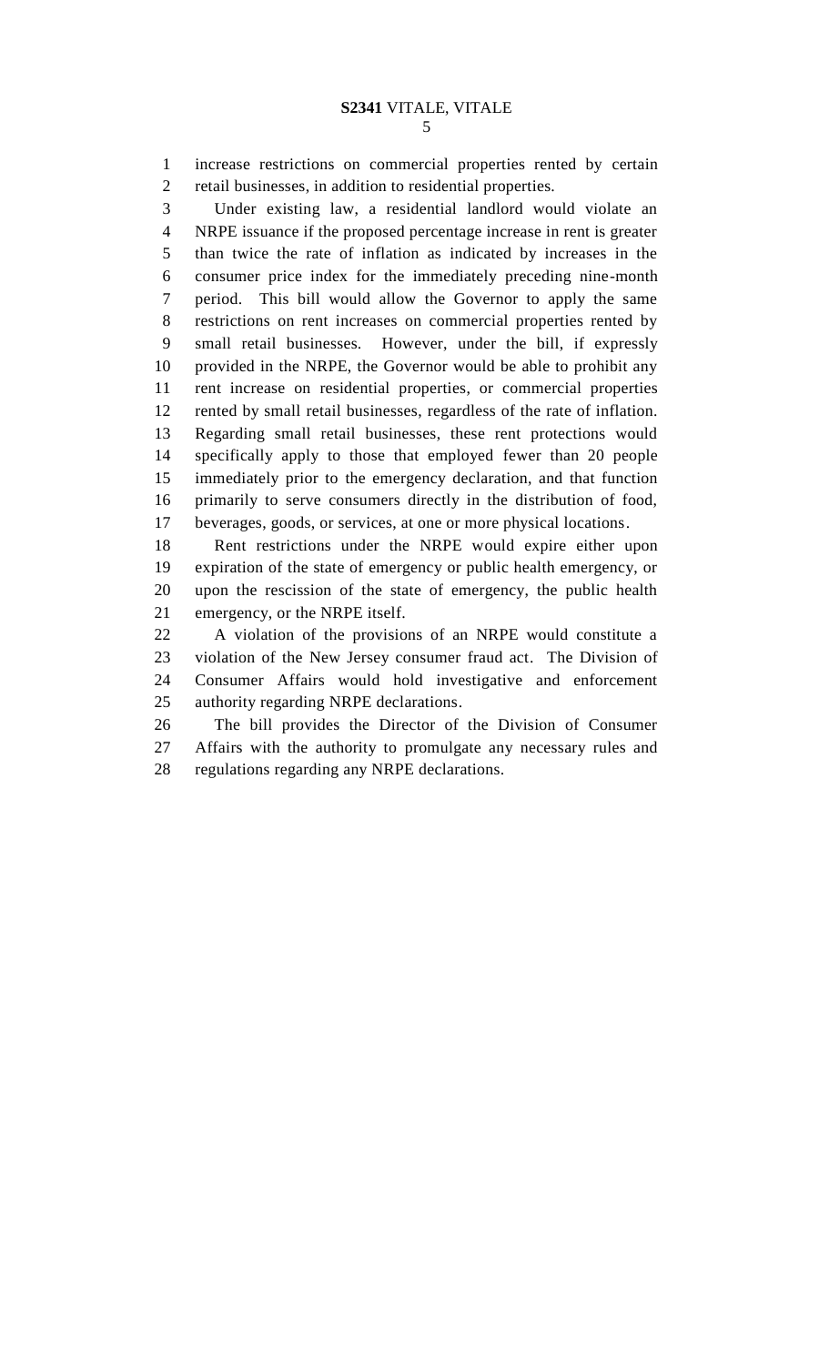increase restrictions on commercial properties rented by certain retail businesses, in addition to residential properties.

Under existing law, a residential landlord would violate an NRPE issuance if the proposed percentage increase in rent is greater than twice the rate of inflation as indicated by increases in the consumer price index for the immediately preceding nine-month period. This bill would allow the Governor to apply the same restrictions on rent increases on commercial properties rented by small retail businesses. However, under the bill, if expressly provided in the NRPE, the Governor would be able to prohibit any rent increase on residential properties, or commercial properties rented by small retail businesses, regardless of the rate of inflation. Regarding small retail businesses, these rent protections would specifically apply to those that employed fewer than 20 people immediately prior to the emergency declaration, and that function primarily to serve consumers directly in the distribution of food, beverages, goods, or services, at one or more physical locations.

Rent restrictions under the NRPE would expire either upon expiration of the state of emergency or public health emergency, or upon the rescission of the state of emergency, the public health emergency, or the NRPE itself.

A violation of the provisions of an NRPE would constitute a violation of the New Jersey consumer fraud act. The Division of Consumer Affairs would hold investigative and enforcement authority regarding NRPE declarations.

The bill provides the Director of the Division of Consumer Affairs with the authority to promulgate any necessary rules and regulations regarding any NRPE declarations.